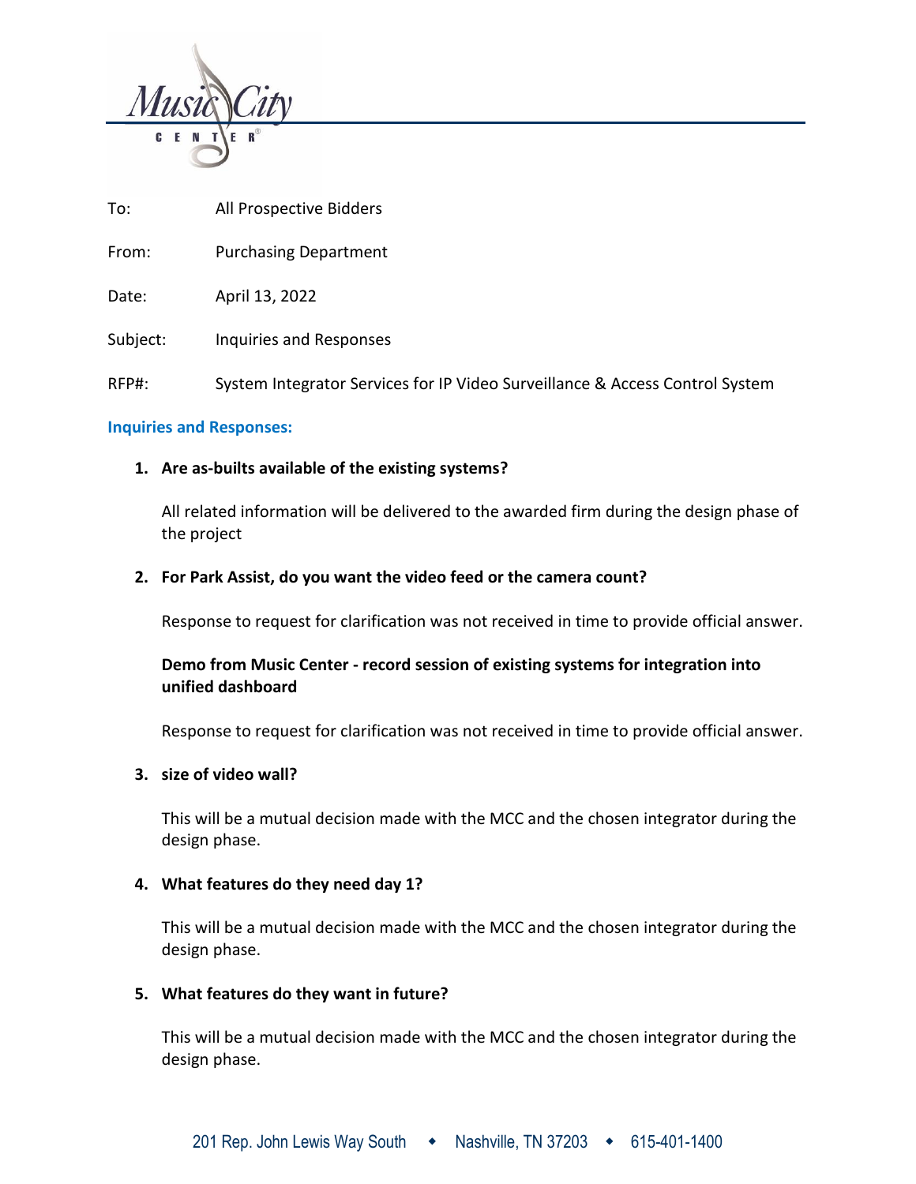Music City CENTER®

To: All Prospective Bidders

From: Purchasing Department

Date: April 13, 2022

Subject: Inquiries and Responses

RFP#: System Integrator Services for IP Video Surveillance & Access Control System

## Inquiries and Responses:

1. **Are as-builts available of the existing systems?**

   All related information will be delivered to the awarded firm during the design phase of the project

2. **For Park Assist, do you want the video feed or the camera count?**

   Response to request for clarification was not received in time to provide official answer.

   **Demo from Music Center - record session of existing systems for integration into unified dashboard**

   Response to request for clarification was not received in time to provide official answer.

3. **size of video wall?**

   This will be a mutual decision made with the MCC and the chosen integrator during the design phase.

4. **What features do they need day 1?**

   This will be a mutual decision made with the MCC and the chosen integrator during the design phase.

5. **What features do they want in future?**

   This will be a mutual decision made with the MCC and the chosen integrator during the design phase.

201 Rep. John Lewis Way South ◆ Nashville, TN 37203 ◆ 615-401-1400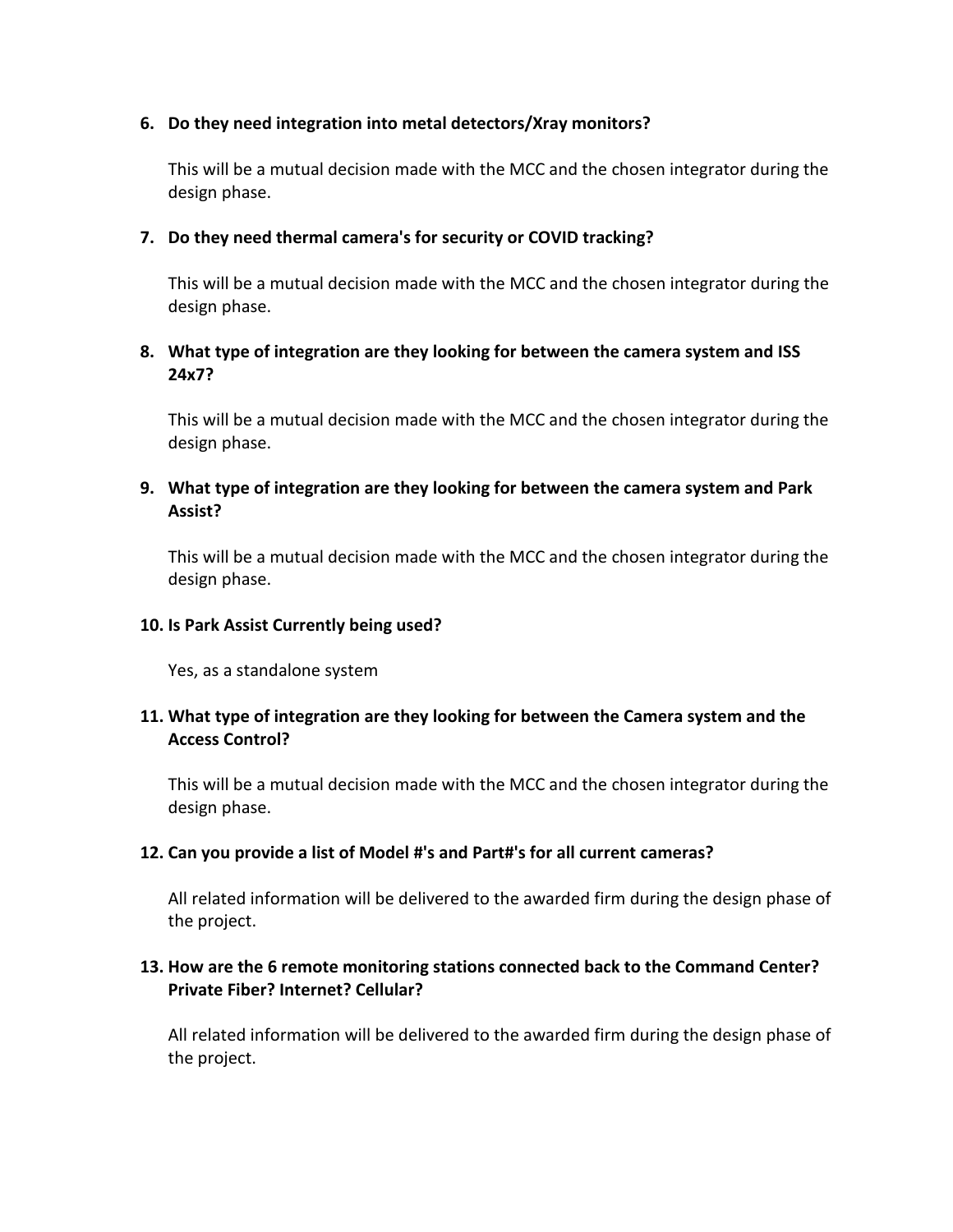6. **Do they need integration into metal detectors/Xray monitors?**

   This will be a mutual decision made with the MCC and the chosen integrator during the design phase.

7. **Do they need thermal camera's for security or COVID tracking?**

   This will be a mutual decision made with the MCC and the chosen integrator during the design phase.

8. **What type of integration are they looking for between the camera system and ISS 24x7?**

   This will be a mutual decision made with the MCC and the chosen integrator during the design phase.

9. **What type of integration are they looking for between the camera system and Park Assist?**

   This will be a mutual decision made with the MCC and the chosen integrator during the design phase.

10. **Is Park Assist Currently being used?**

    Yes, as a standalone system

11. **What type of integration are they looking for between the Camera system and the Access Control?**

    This will be a mutual decision made with the MCC and the chosen integrator during the design phase.

12. **Can you provide a list of Model #'s and Part#'s for all current cameras?**

    All related information will be delivered to the awarded firm during the design phase of the project.

13. **How are the 6 remote monitoring stations connected back to the Command Center? Private Fiber? Internet? Cellular?**

    All related information will be delivered to the awarded firm during the design phase of the project.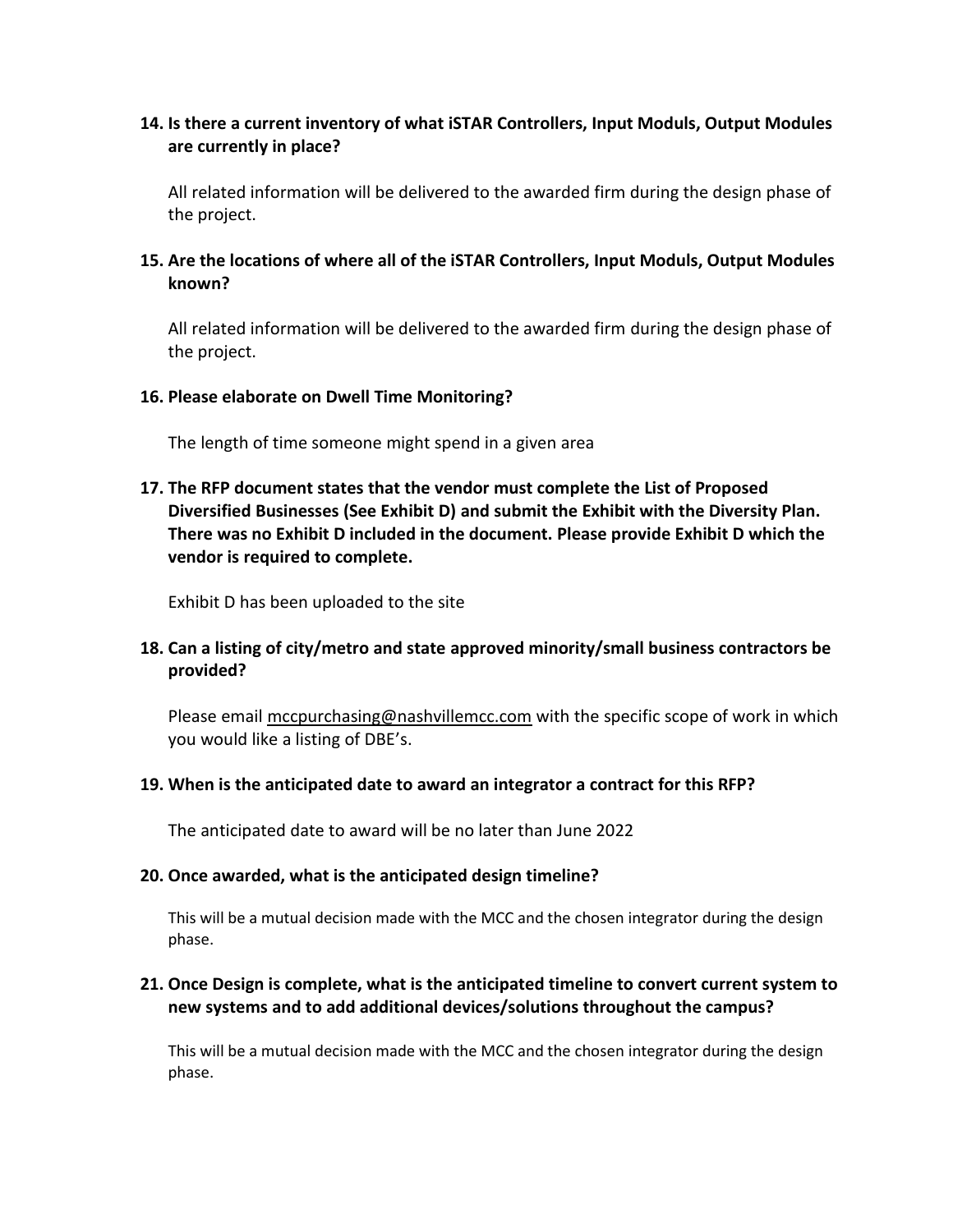**14. Is there a current inventory of what iSTAR Controllers, Input Moduls, Output Modules are currently in place?**

All related information will be delivered to the awarded firm during the design phase of the project.

**15. Are the locations of where all of the iSTAR Controllers, Input Moduls, Output Modules known?**

All related information will be delivered to the awarded firm during the design phase of the project.

**16. Please elaborate on Dwell Time Monitoring?**

The length of time someone might spend in a given area

**17. The RFP document states that the vendor must complete the List of Proposed Diversified Businesses (See Exhibit D) and submit the Exhibit with the Diversity Plan. There was no Exhibit D included in the document. Please provide Exhibit D which the vendor is required to complete.**

Exhibit D has been uploaded to the site

**18. Can a listing of city/metro and state approved minority/small business contractors be provided?**

Please email mccpurchasing@nashvillemcc.com with the specific scope of work in which you would like a listing of DBE's.

**19. When is the anticipated date to award an integrator a contract for this RFP?**

The anticipated date to award will be no later than June 2022

**20. Once awarded, what is the anticipated design timeline?**

This will be a mutual decision made with the MCC and the chosen integrator during the design phase.

**21. Once Design is complete, what is the anticipated timeline to convert current system to new systems and to add additional devices/solutions throughout the campus?**

This will be a mutual decision made with the MCC and the chosen integrator during the design phase.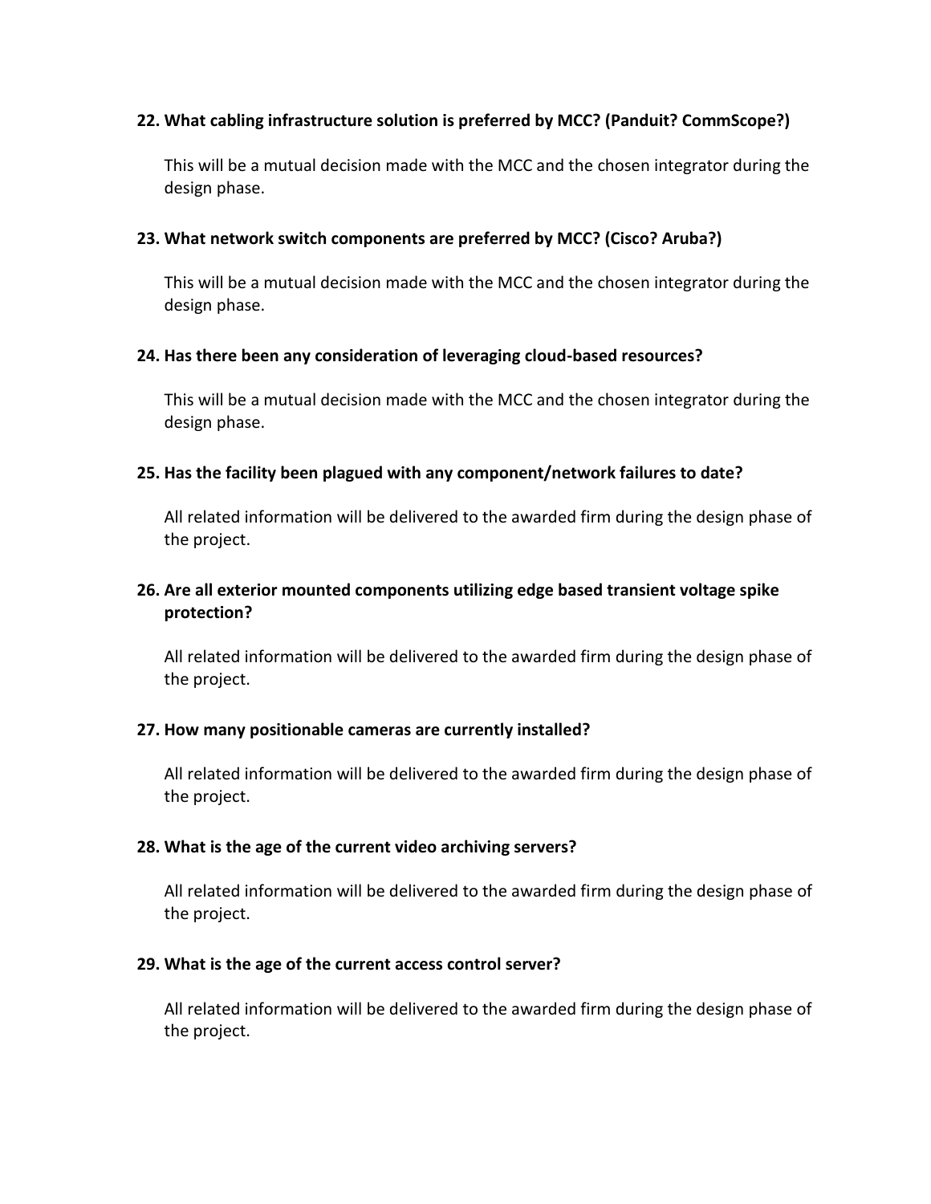**22. What cabling infrastructure solution is preferred by MCC? (Panduit? CommScope?)**

This will be a mutual decision made with the MCC and the chosen integrator during the design phase.

**23. What network switch components are preferred by MCC? (Cisco? Aruba?)**

This will be a mutual decision made with the MCC and the chosen integrator during the design phase.

**24. Has there been any consideration of leveraging cloud-based resources?**

This will be a mutual decision made with the MCC and the chosen integrator during the design phase.

**25. Has the facility been plagued with any component/network failures to date?**

All related information will be delivered to the awarded firm during the design phase of the project.

**26. Are all exterior mounted components utilizing edge based transient voltage spike protection?**

All related information will be delivered to the awarded firm during the design phase of the project.

**27. How many positionable cameras are currently installed?**

All related information will be delivered to the awarded firm during the design phase of the project.

**28. What is the age of the current video archiving servers?**

All related information will be delivered to the awarded firm during the design phase of the project.

**29. What is the age of the current access control server?**

All related information will be delivered to the awarded firm during the design phase of the project.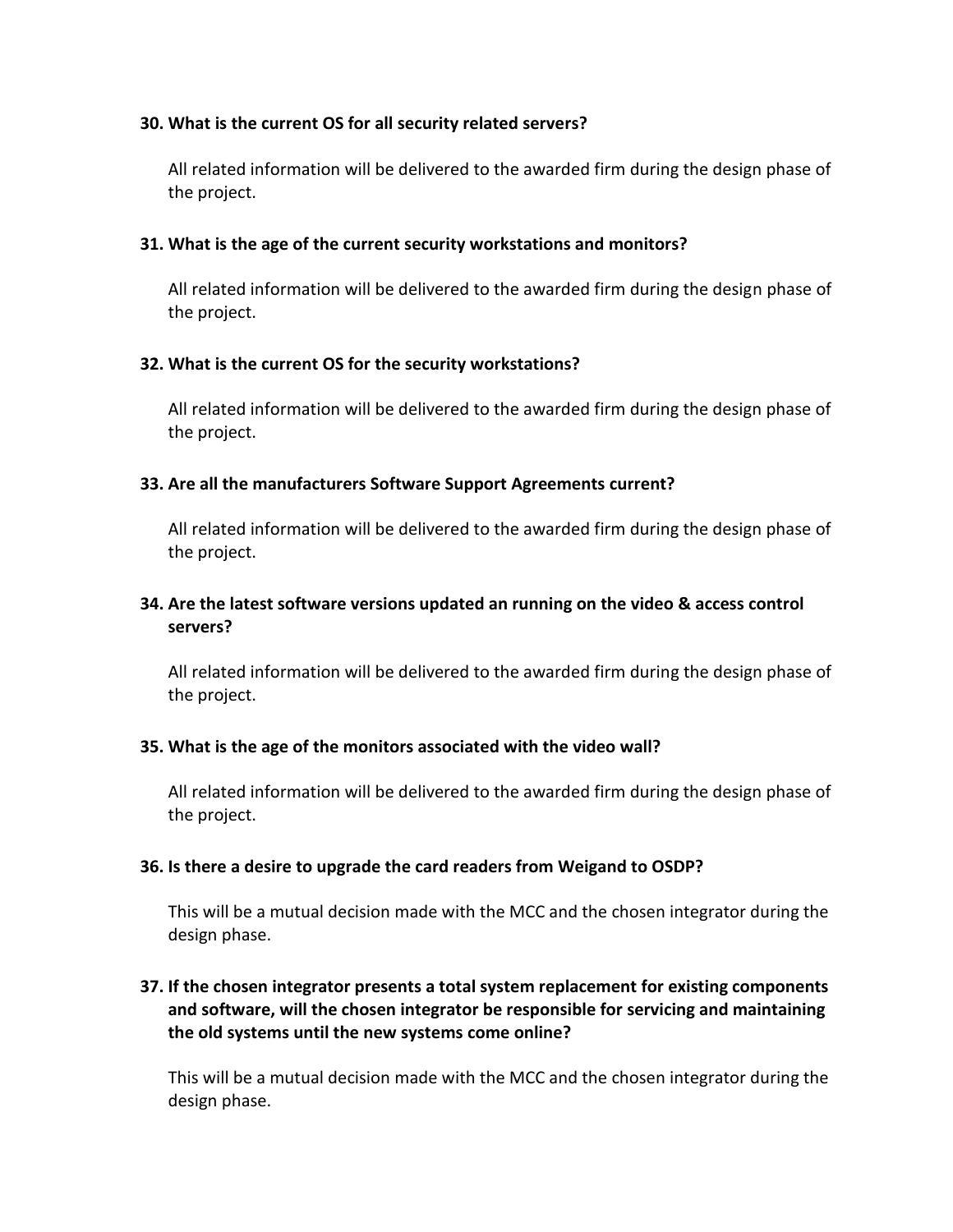**30. What is the current OS for all security related servers?**

All related information will be delivered to the awarded firm during the design phase of the project.

**31. What is the age of the current security workstations and monitors?**

All related information will be delivered to the awarded firm during the design phase of the project.

**32. What is the current OS for the security workstations?**

All related information will be delivered to the awarded firm during the design phase of the project.

**33. Are all the manufacturers Software Support Agreements current?**

All related information will be delivered to the awarded firm during the design phase of the project.

**34. Are the latest software versions updated an running on the video & access control servers?**

All related information will be delivered to the awarded firm during the design phase of the project.

**35. What is the age of the monitors associated with the video wall?**

All related information will be delivered to the awarded firm during the design phase of the project.

**36. Is there a desire to upgrade the card readers from Weigand to OSDP?**

This will be a mutual decision made with the MCC and the chosen integrator during the design phase.

**37. If the chosen integrator presents a total system replacement for existing components and software, will the chosen integrator be responsible for servicing and maintaining the old systems until the new systems come online?**

This will be a mutual decision made with the MCC and the chosen integrator during the design phase.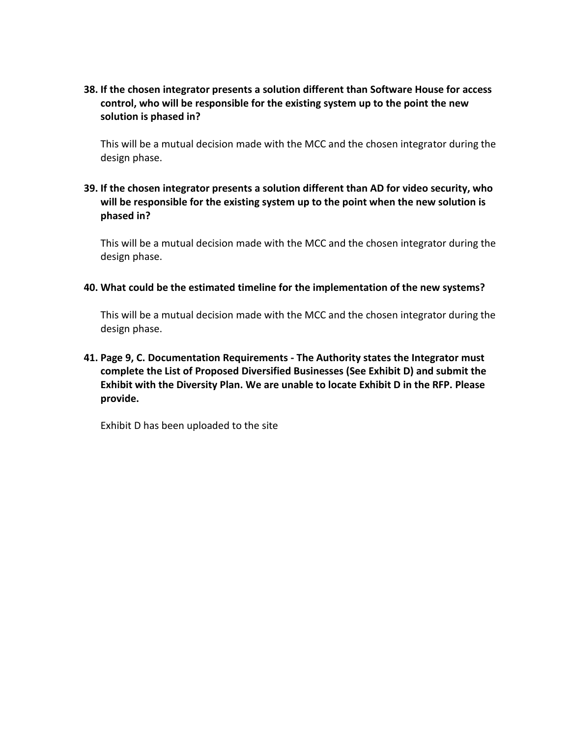**38. If the chosen integrator presents a solution different than Software House for access control, who will be responsible for the existing system up to the point the new solution is phased in?**

This will be a mutual decision made with the MCC and the chosen integrator during the design phase.

**39. If the chosen integrator presents a solution different than AD for video security, who will be responsible for the existing system up to the point when the new solution is phased in?**

This will be a mutual decision made with the MCC and the chosen integrator during the design phase.

**40. What could be the estimated timeline for the implementation of the new systems?**

This will be a mutual decision made with the MCC and the chosen integrator during the design phase.

**41. Page 9, C. Documentation Requirements - The Authority states the Integrator must complete the List of Proposed Diversified Businesses (See Exhibit D) and submit the Exhibit with the Diversity Plan. We are unable to locate Exhibit D in the RFP. Please provide.**

Exhibit D has been uploaded to the site